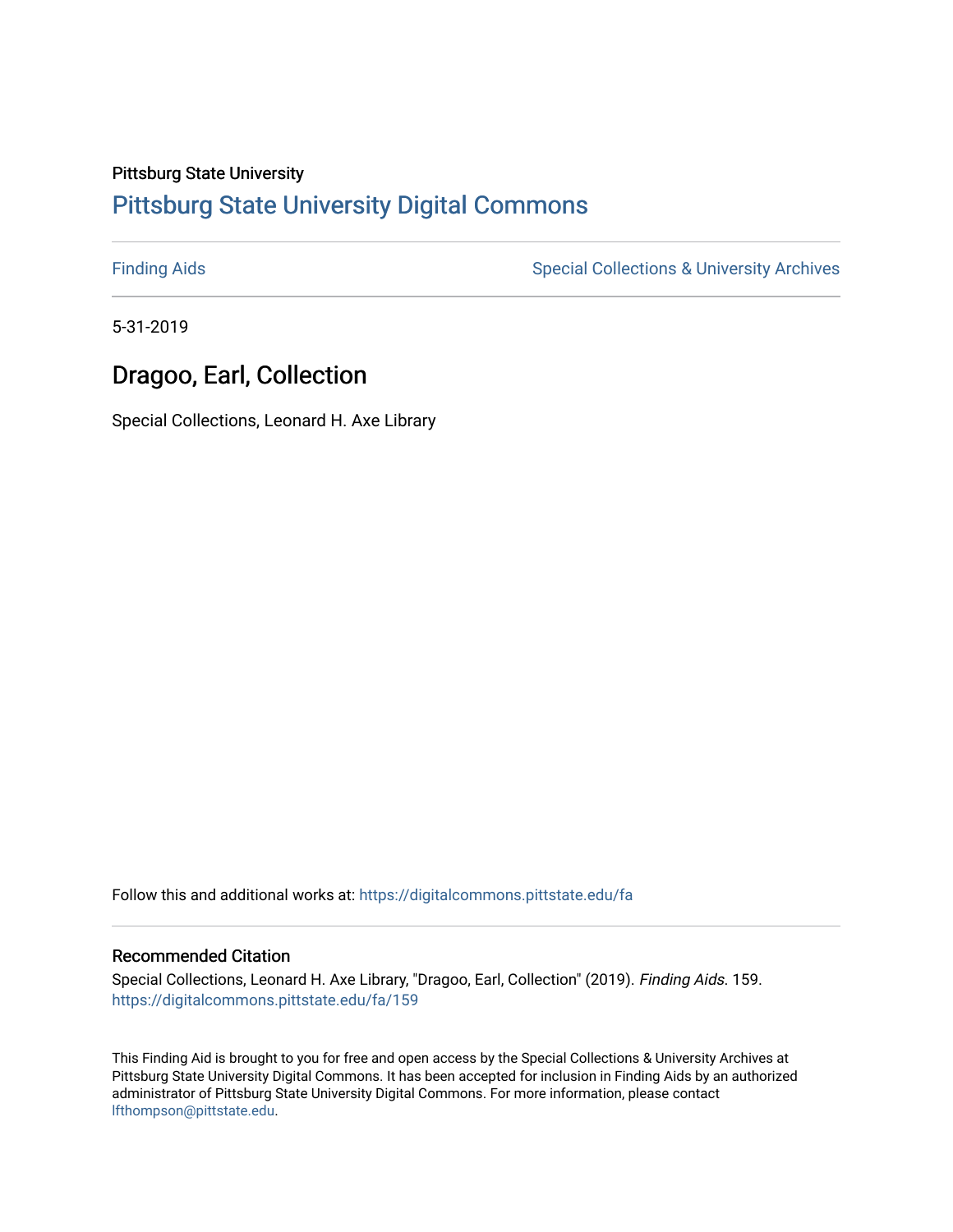Pittsburg State University

# Pittsburg State University Digital Commons

Finding Aids

Special Collections & University Archives

5-31-2019

## Dragoo, Earl, Collection

Special Collections, Leonard H. Axe Library

Follow this and additional works at: https://digitalcommons.pittstate.edu/fa

### Recommended Citation

Special Collections, Leonard H. Axe Library, "Dragoo, Earl, Collection" (2019). *Finding Aids*. 159.
https://digitalcommons.pittstate.edu/fa/159

This Finding Aid is brought to you for free and open access by the Special Collections & University Archives at Pittsburg State University Digital Commons. It has been accepted for inclusion in Finding Aids by an authorized administrator of Pittsburg State University Digital Commons. For more information, please contact lfthompson@pittstate.edu.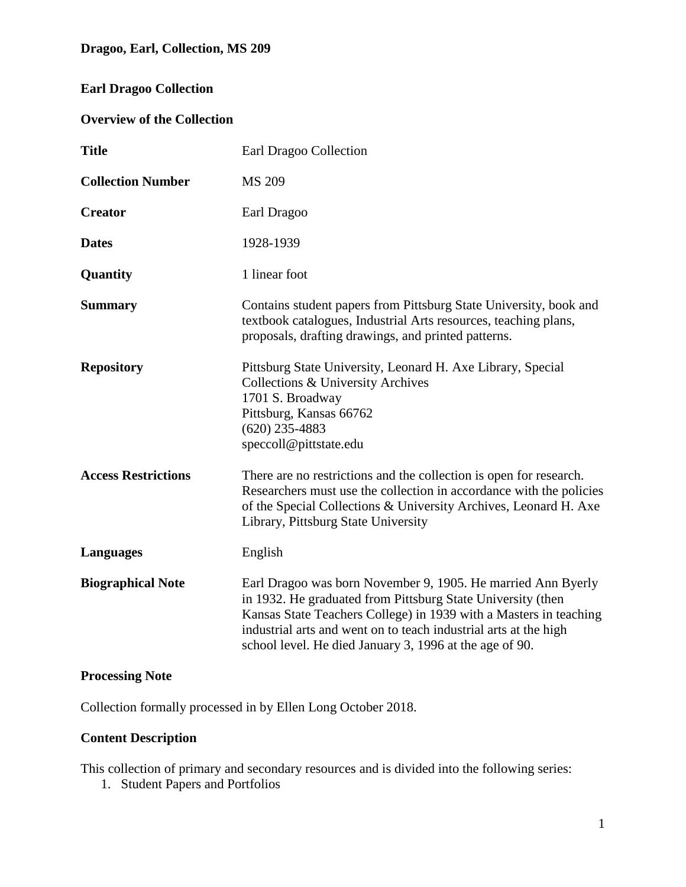# Dragoo, Earl, Collection, MS 209

## Earl Dragoo Collection

### Overview of the Collection

| | |
|---|---|
| **Title** | Earl Dragoo Collection |
| **Collection Number** | MS 209 |
| **Creator** | Earl Dragoo |
| **Dates** | 1928-1939 |
| **Quantity** | 1 linear foot |
| **Summary** | Contains student papers from Pittsburg State University, book and textbook catalogues, Industrial Arts resources, teaching plans, proposals, drafting drawings, and printed patterns. |
| **Repository** | Pittsburg State University, Leonard H. Axe Library, Special Collections & University Archives<br>1701 S. Broadway<br>Pittsburg, Kansas 66762<br>(620) 235-4883<br>speccoll@pittstate.edu |
| **Access Restrictions** | There are no restrictions and the collection is open for research. Researchers must use the collection in accordance with the policies of the Special Collections & University Archives, Leonard H. Axe Library, Pittsburg State University |
| **Languages** | English |
| **Biographical Note** | Earl Dragoo was born November 9, 1905. He married Ann Byerly in 1932. He graduated from Pittsburg State University (then Kansas State Teachers College) in 1939 with a Masters in teaching industrial arts and went on to teach industrial arts at the high school level. He died January 3, 1996 at the age of 90. |

### Processing Note

Collection formally processed in by Ellen Long October 2018.

### Content Description

This collection of primary and secondary resources and is divided into the following series:

1. Student Papers and Portfolios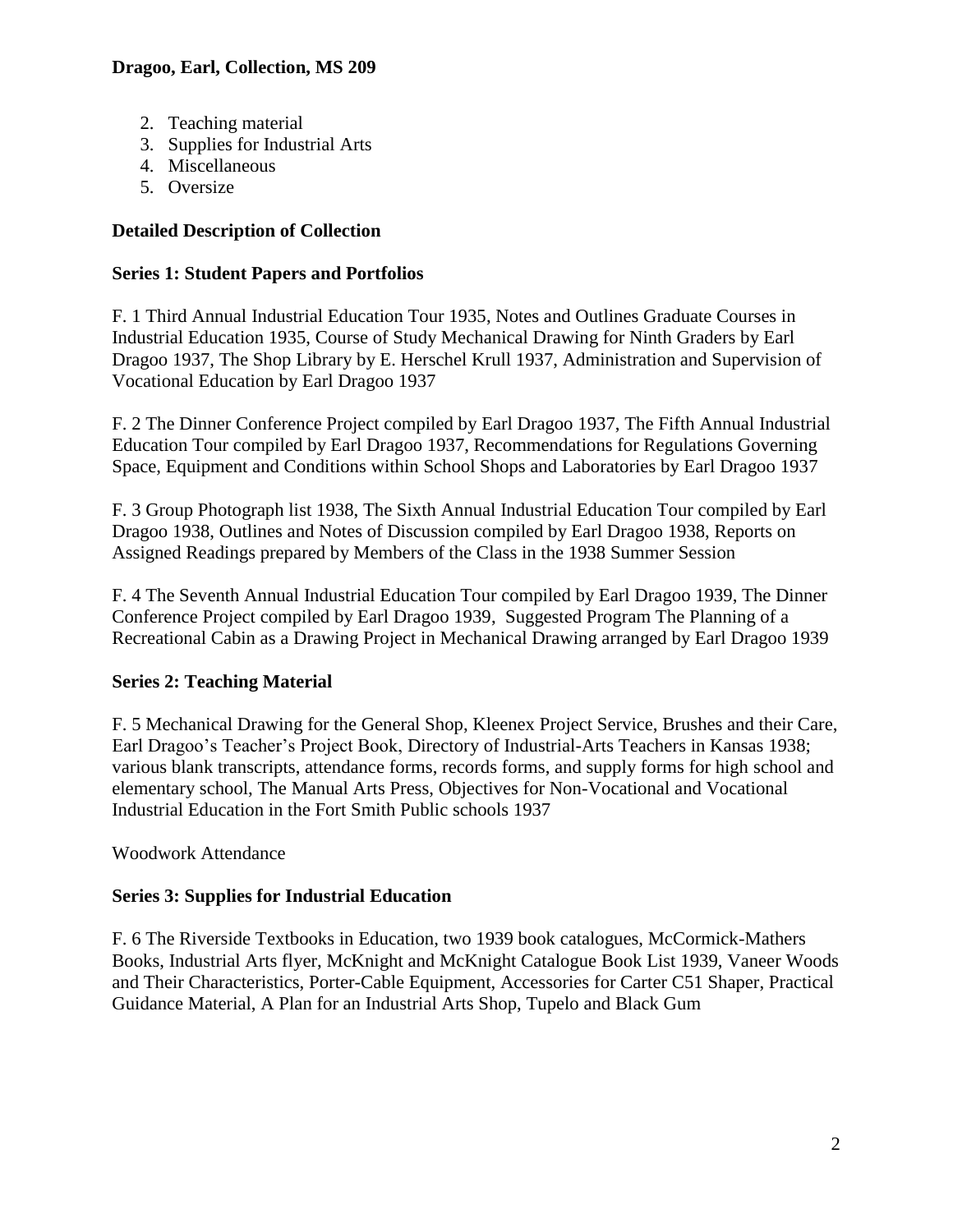2. Teaching material
3. Supplies for Industrial Arts
4. Miscellaneous
5. Oversize

**Detailed Description of Collection**

**Series 1: Student Papers and Portfolios**

F. 1 Third Annual Industrial Education Tour 1935, Notes and Outlines Graduate Courses in Industrial Education 1935, Course of Study Mechanical Drawing for Ninth Graders by Earl Dragoo 1937, The Shop Library by E. Herschel Krull 1937, Administration and Supervision of Vocational Education by Earl Dragoo 1937

F. 2 The Dinner Conference Project compiled by Earl Dragoo 1937, The Fifth Annual Industrial Education Tour compiled by Earl Dragoo 1937, Recommendations for Regulations Governing Space, Equipment and Conditions within School Shops and Laboratories by Earl Dragoo 1937

F. 3 Group Photograph list 1938, The Sixth Annual Industrial Education Tour compiled by Earl Dragoo 1938, Outlines and Notes of Discussion compiled by Earl Dragoo 1938, Reports on Assigned Readings prepared by Members of the Class in the 1938 Summer Session

F. 4 The Seventh Annual Industrial Education Tour compiled by Earl Dragoo 1939, The Dinner Conference Project compiled by Earl Dragoo 1939, Suggested Program The Planning of a Recreational Cabin as a Drawing Project in Mechanical Drawing arranged by Earl Dragoo 1939

**Series 2: Teaching Material**

F. 5 Mechanical Drawing for the General Shop, Kleenex Project Service, Brushes and their Care, Earl Dragoo's Teacher's Project Book, Directory of Industrial-Arts Teachers in Kansas 1938; various blank transcripts, attendance forms, records forms, and supply forms for high school and elementary school, The Manual Arts Press, Objectives for Non-Vocational and Vocational Industrial Education in the Fort Smith Public schools 1937

Woodwork Attendance

**Series 3: Supplies for Industrial Education**

F. 6 The Riverside Textbooks in Education, two 1939 book catalogues, McCormick-Mathers Books, Industrial Arts flyer, McKnight and McKnight Catalogue Book List 1939, Vaneer Woods and Their Characteristics, Porter-Cable Equipment, Accessories for Carter C51 Shaper, Practical Guidance Material, A Plan for an Industrial Arts Shop, Tupelo and Black Gum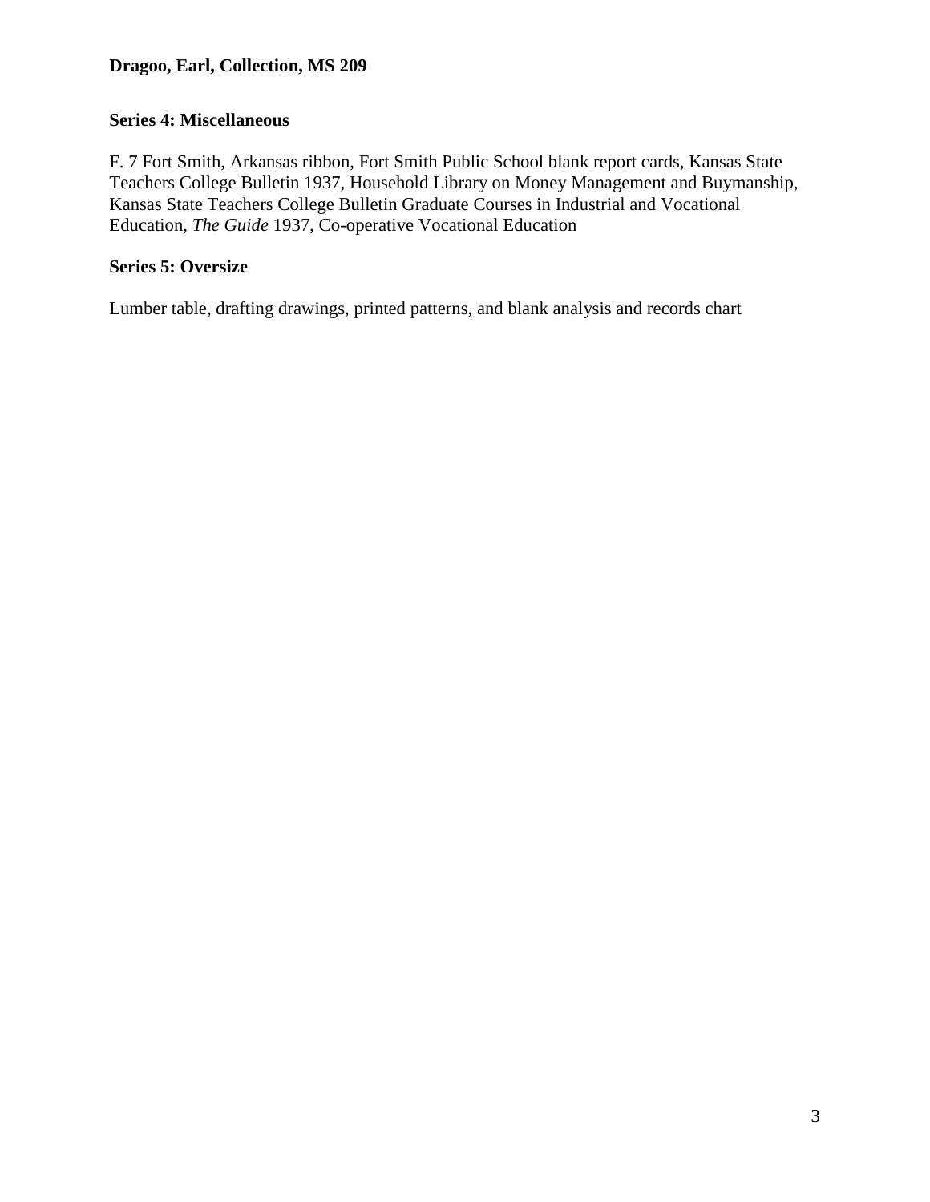**Series 4: Miscellaneous**

F. 7 Fort Smith, Arkansas ribbon, Fort Smith Public School blank report cards, Kansas State Teachers College Bulletin 1937, Household Library on Money Management and Buymanship, Kansas State Teachers College Bulletin Graduate Courses in Industrial and Vocational Education, *The Guide* 1937, Co-operative Vocational Education

**Series 5: Oversize**

Lumber table, drafting drawings, printed patterns, and blank analysis and records chart